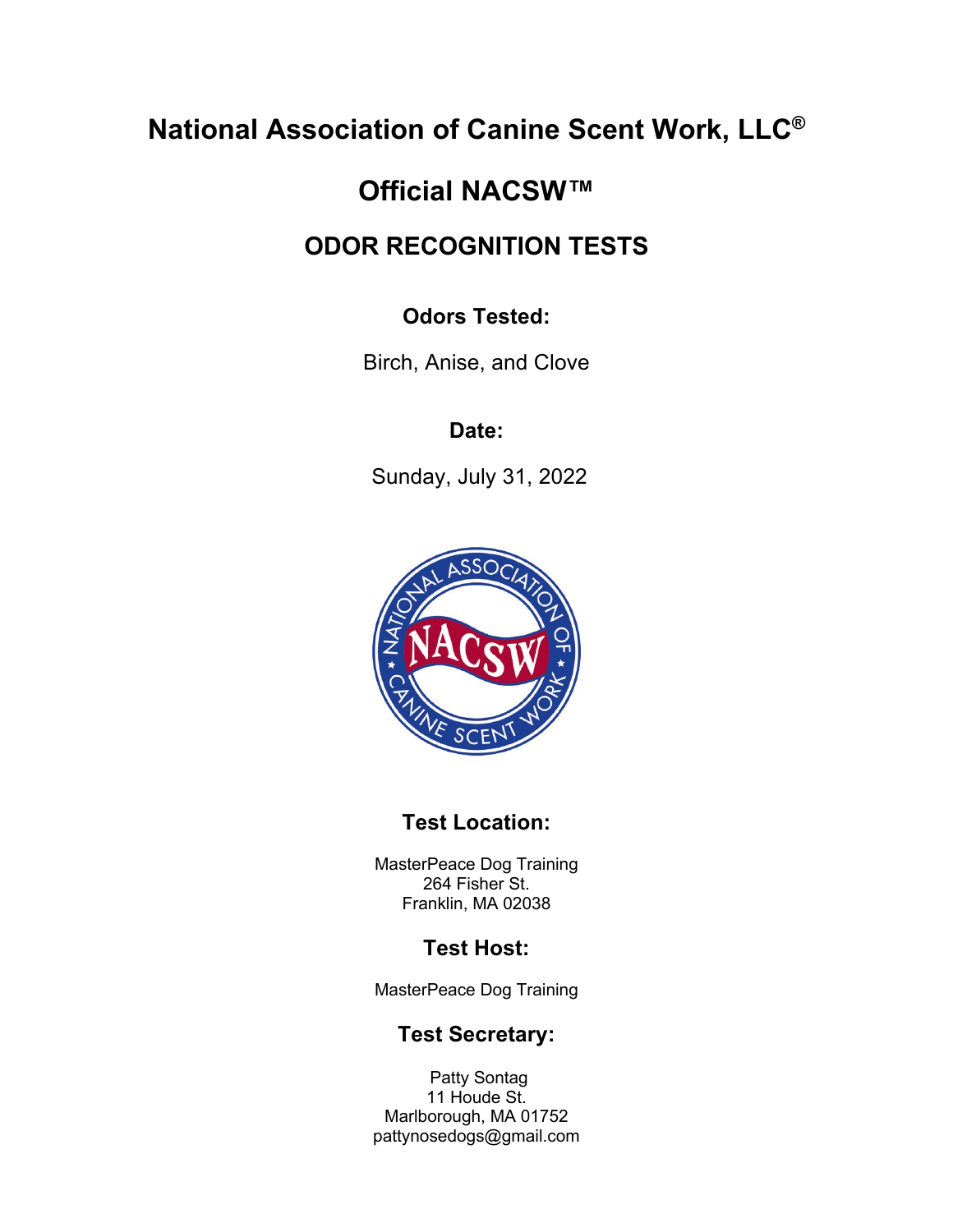# National Association of Canine Scent Work, LLC®

# Official NACSW™

## ODOR RECOGNITION TESTS

### Odors Tested:

Birch, Anise, and Clove

### Date:

Sunday, July 31, 2022

### Test Location:

MasterPeace Dog Training
264 Fisher St.
Franklin, MA 02038

### Test Host:

MasterPeace Dog Training

### Test Secretary:

Patty Sontag
11 Houde St.
Marlborough, MA 01752
pattynosedogs@gmail.com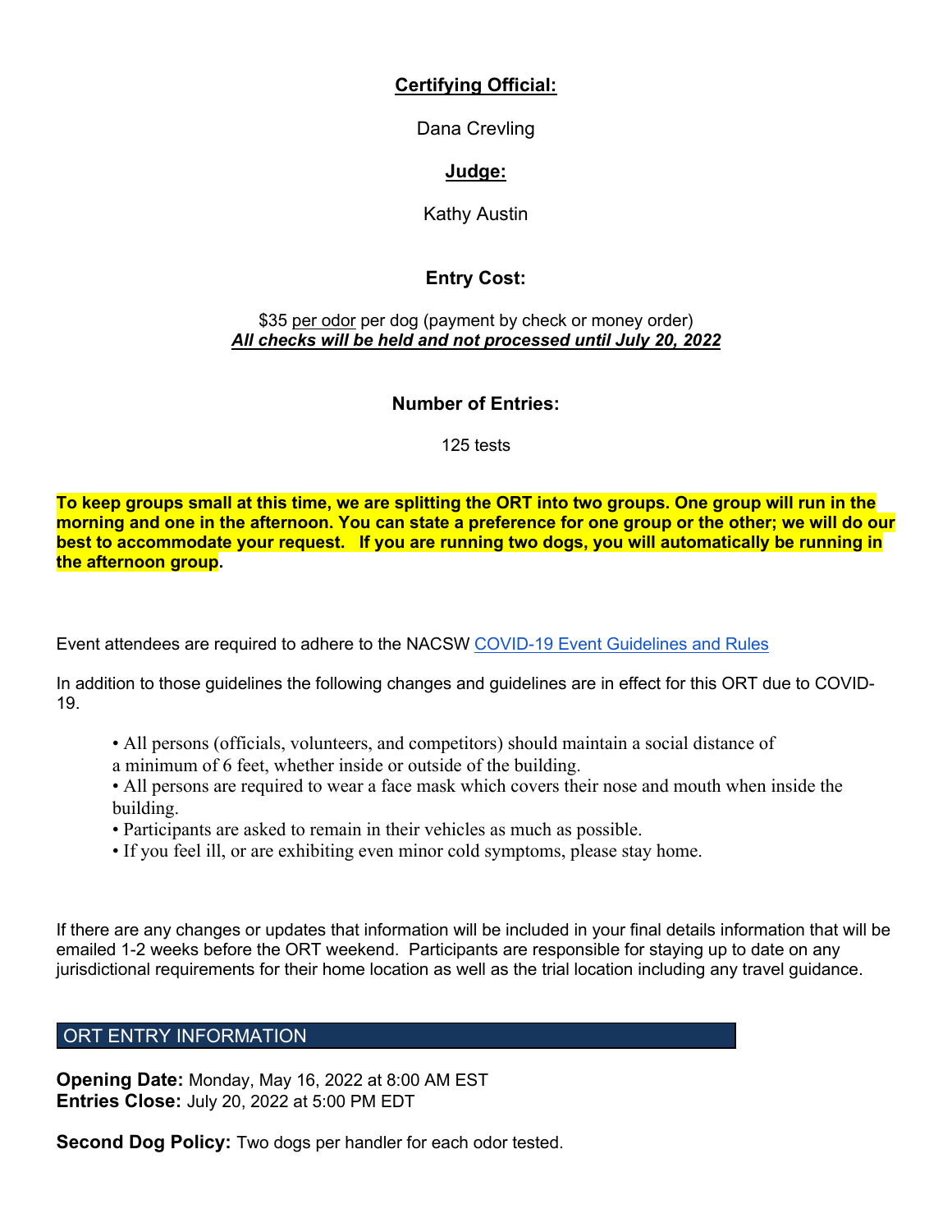**Certifying Official:**

Dana Crevling

**Judge:**

Kathy Austin

**Entry Cost:**

$35 per odor per dog (payment by check or money order)
***All checks will be held and not processed until July 20, 2022***

**Number of Entries:**

125 tests

**To keep groups small at this time, we are splitting the ORT into two groups. One group will run in the morning and one in the afternoon. You can state a preference for one group or the other; we will do our best to accommodate your request. If you are running two dogs, you will automatically be running in the afternoon group.**

Event attendees are required to adhere to the NACSW COVID-19 Event Guidelines and Rules

In addition to those guidelines the following changes and guidelines are in effect for this ORT due to COVID-19.

- All persons (officials, volunteers, and competitors) should maintain a social distance of a minimum of 6 feet, whether inside or outside of the building.
- All persons are required to wear a face mask which covers their nose and mouth when inside the building.
- Participants are asked to remain in their vehicles as much as possible.
- If you feel ill, or are exhibiting even minor cold symptoms, please stay home.

If there are any changes or updates that information will be included in your final details information that will be emailed 1-2 weeks before the ORT weekend. Participants are responsible for staying up to date on any jurisdictional requirements for their home location as well as the trial location including any travel guidance.

## ORT ENTRY INFORMATION

**Opening Date:** Monday, May 16, 2022 at 8:00 AM EST
**Entries Close:** July 20, 2022 at 5:00 PM EDT

**Second Dog Policy:** Two dogs per handler for each odor tested.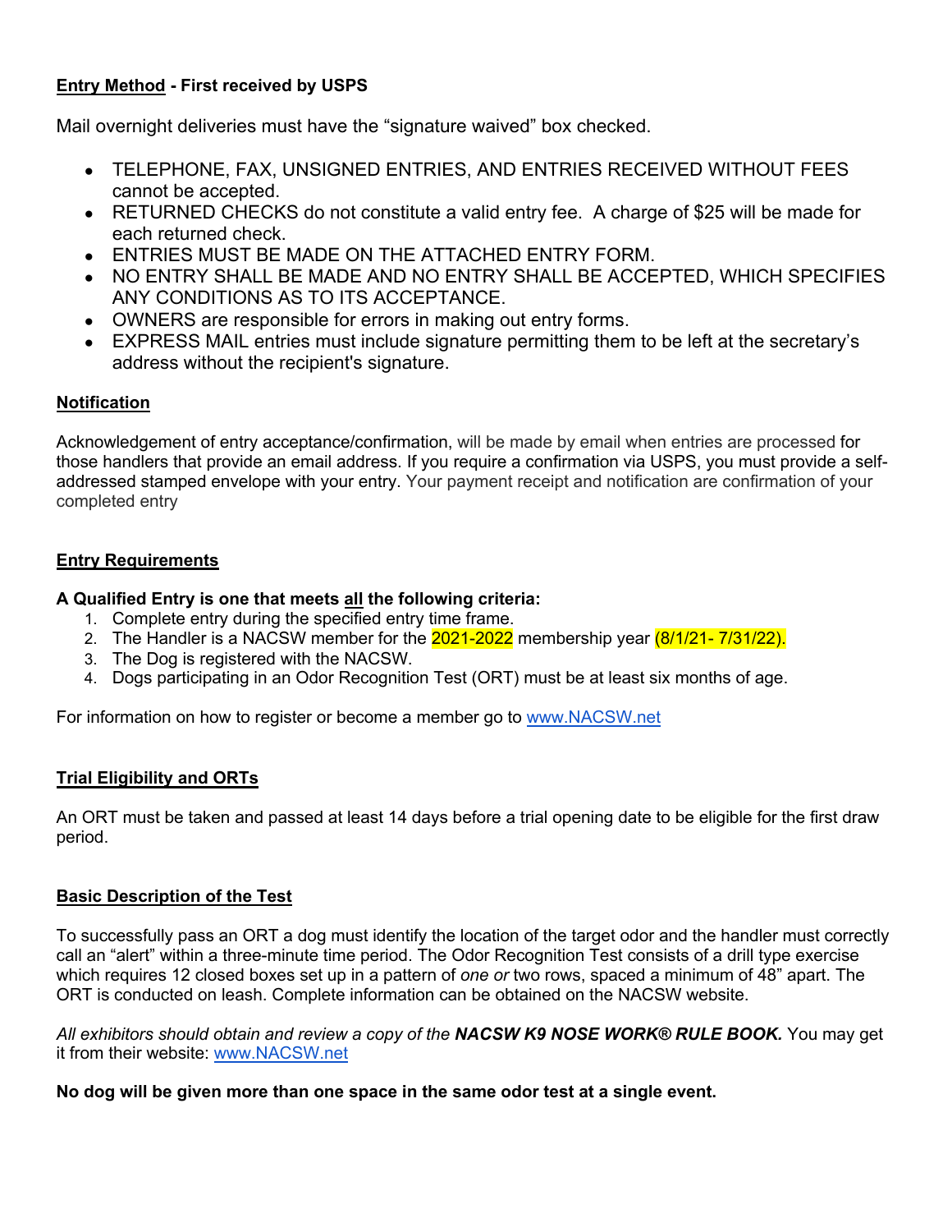**Entry Method - First received by USPS**

Mail overnight deliveries must have the “signature waived” box checked.

- TELEPHONE, FAX, UNSIGNED ENTRIES, AND ENTRIES RECEIVED WITHOUT FEES cannot be accepted.
- RETURNED CHECKS do not constitute a valid entry fee. A charge of $25 will be made for each returned check.
- ENTRIES MUST BE MADE ON THE ATTACHED ENTRY FORM.
- NO ENTRY SHALL BE MADE AND NO ENTRY SHALL BE ACCEPTED, WHICH SPECIFIES ANY CONDITIONS AS TO ITS ACCEPTANCE.
- OWNERS are responsible for errors in making out entry forms.
- EXPRESS MAIL entries must include signature permitting them to be left at the secretary’s address without the recipient's signature.

**Notification**

Acknowledgement of entry acceptance/confirmation, will be made by email when entries are processed for those handlers that provide an email address. If you require a confirmation via USPS, you must provide a self-addressed stamped envelope with your entry. Your payment receipt and notification are confirmation of your completed entry

**Entry Requirements**

**A Qualified Entry is one that meets all the following criteria:**

1. Complete entry during the specified entry time frame.
2. The Handler is a NACSW member for the 2021-2022 membership year (8/1/21- 7/31/22).
3. The Dog is registered with the NACSW.
4. Dogs participating in an Odor Recognition Test (ORT) must be at least six months of age.

For information on how to register or become a member go to www.NACSW.net

**Trial Eligibility and ORTs**

An ORT must be taken and passed at least 14 days before a trial opening date to be eligible for the first draw period.

**Basic Description of the Test**

To successfully pass an ORT a dog must identify the location of the target odor and the handler must correctly call an “alert” within a three-minute time period. The Odor Recognition Test consists of a drill type exercise which requires 12 closed boxes set up in a pattern of *one or* two rows, spaced a minimum of 48” apart. The ORT is conducted on leash. Complete information can be obtained on the NACSW website.

*All exhibitors should obtain and review a copy of the **NACSW K9 NOSE WORK® RULE BOOK.*** You may get it from their website: www.NACSW.net

**No dog will be given more than one space in the same odor test at a single event.**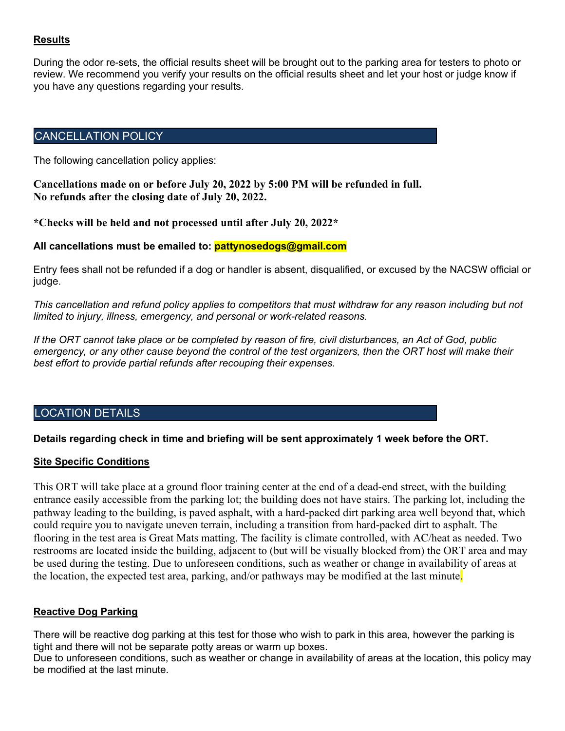**Results**

During the odor re-sets, the official results sheet will be brought out to the parking area for testers to photo or review. We recommend you verify your results on the official results sheet and let your host or judge know if you have any questions regarding your results.

## CANCELLATION POLICY

The following cancellation policy applies:

**Cancellations made on or before July 20, 2022 by 5:00 PM will be refunded in full.**
**No refunds after the closing date of July 20, 2022.**

**\*Checks will be held and not processed until after July 20, 2022\***

**All cancellations must be emailed to: pattynosedogs@gmail.com**

Entry fees shall not be refunded if a dog or handler is absent, disqualified, or excused by the NACSW official or judge.

*This cancellation and refund policy applies to competitors that must withdraw for any reason including but not limited to injury, illness, emergency, and personal or work-related reasons.*

*If the ORT cannot take place or be completed by reason of fire, civil disturbances, an Act of God, public emergency, or any other cause beyond the control of the test organizers, then the ORT host will make their best effort to provide partial refunds after recouping their expenses.*

## LOCATION DETAILS

**Details regarding check in time and briefing will be sent approximately 1 week before the ORT.**

**Site Specific Conditions**

This ORT will take place at a ground floor training center at the end of a dead-end street, with the building entrance easily accessible from the parking lot; the building does not have stairs. The parking lot, including the pathway leading to the building, is paved asphalt, with a hard-packed dirt parking area well beyond that, which could require you to navigate uneven terrain, including a transition from hard-packed dirt to asphalt. The flooring in the test area is Great Mats matting. The facility is climate controlled, with AC/heat as needed. Two restrooms are located inside the building, adjacent to (but will be visually blocked from) the ORT area and may be used during the testing. Due to unforeseen conditions, such as weather or change in availability of areas at the location, the expected test area, parking, and/or pathways may be modified at the last minute.

**Reactive Dog Parking**

There will be reactive dog parking at this test for those who wish to park in this area, however the parking is tight and there will not be separate potty areas or warm up boxes.
Due to unforeseen conditions, such as weather or change in availability of areas at the location, this policy may be modified at the last minute.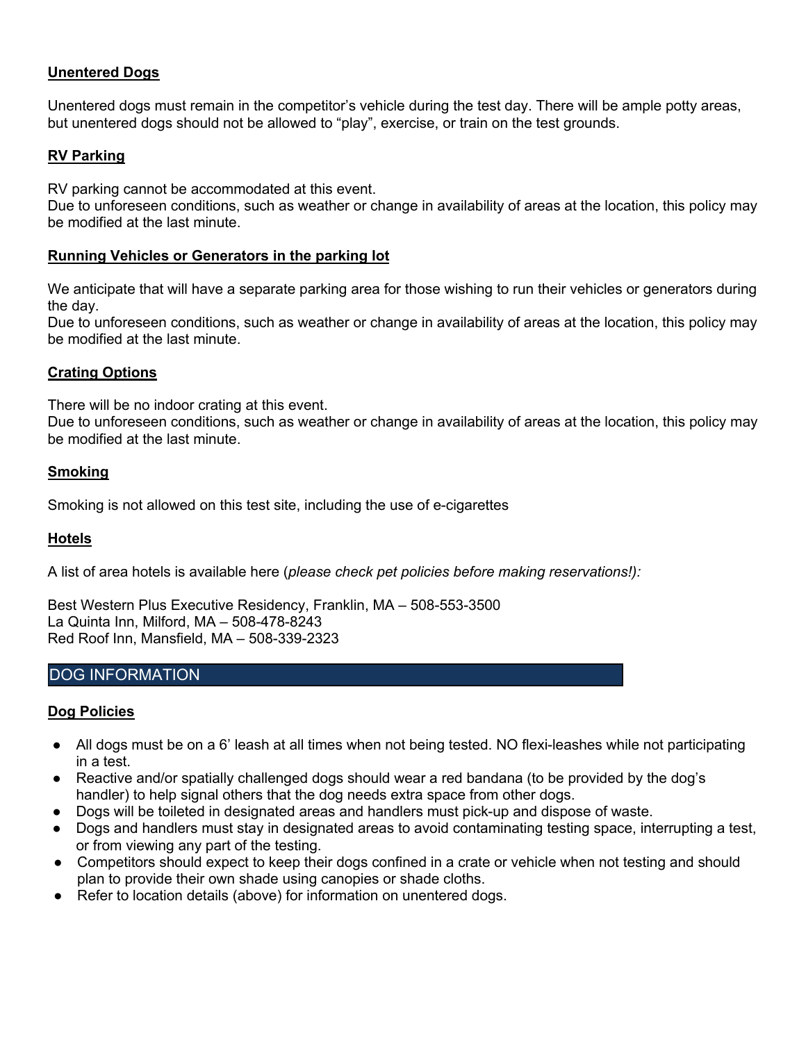### Unentered Dogs

Unentered dogs must remain in the competitor's vehicle during the test day. There will be ample potty areas, but unentered dogs should not be allowed to "play", exercise, or train on the test grounds.

### RV Parking

RV parking cannot be accommodated at this event.
Due to unforeseen conditions, such as weather or change in availability of areas at the location, this policy may be modified at the last minute.

### Running Vehicles or Generators in the parking lot

We anticipate that will have a separate parking area for those wishing to run their vehicles or generators during the day.
Due to unforeseen conditions, such as weather or change in availability of areas at the location, this policy may be modified at the last minute.

### Crating Options

There will be no indoor crating at this event.
Due to unforeseen conditions, such as weather or change in availability of areas at the location, this policy may be modified at the last minute.

### Smoking

Smoking is not allowed on this test site, including the use of e-cigarettes

### Hotels

A list of area hotels is available here (*please check pet policies before making reservations!):*

Best Western Plus Executive Residency, Franklin, MA – 508-553-3500
La Quinta Inn, Milford, MA – 508-478-8243
Red Roof Inn, Mansfield, MA – 508-339-2323

## DOG INFORMATION

### Dog Policies

- All dogs must be on a 6' leash at all times when not being tested. NO flexi-leashes while not participating in a test.
- Reactive and/or spatially challenged dogs should wear a red bandana (to be provided by the dog's handler) to help signal others that the dog needs extra space from other dogs.
- Dogs will be toileted in designated areas and handlers must pick-up and dispose of waste.
- Dogs and handlers must stay in designated areas to avoid contaminating testing space, interrupting a test, or from viewing any part of the testing.
- Competitors should expect to keep their dogs confined in a crate or vehicle when not testing and should plan to provide their own shade using canopies or shade cloths.
- Refer to location details (above) for information on unentered dogs.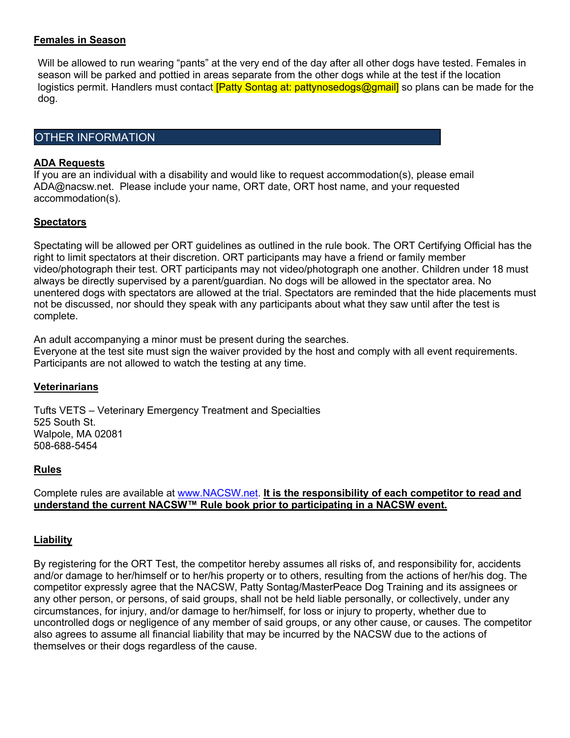### Females in Season

Will be allowed to run wearing "pants" at the very end of the day after all other dogs have tested. Females in season will be parked and pottied in areas separate from the other dogs while at the test if the location logistics permit. Handlers must contact [Patty Sontag at: pattynosedogs@gmail] so plans can be made for the dog.

## OTHER INFORMATION

### ADA Requests

If you are an individual with a disability and would like to request accommodation(s), please email ADA@nacsw.net. Please include your name, ORT date, ORT host name, and your requested accommodation(s).

### Spectators

Spectating will be allowed per ORT guidelines as outlined in the rule book. The ORT Certifying Official has the right to limit spectators at their discretion. ORT participants may have a friend or family member video/photograph their test. ORT participants may not video/photograph one another. Children under 18 must always be directly supervised by a parent/guardian. No dogs will be allowed in the spectator area. No unentered dogs with spectators are allowed at the trial. Spectators are reminded that the hide placements must not be discussed, nor should they speak with any participants about what they saw until after the test is complete.

An adult accompanying a minor must be present during the searches.
Everyone at the test site must sign the waiver provided by the host and comply with all event requirements.
Participants are not allowed to watch the testing at any time.

### Veterinarians

Tufts VETS – Veterinary Emergency Treatment and Specialties
525 South St.
Walpole, MA 02081
508-688-5454

### Rules

Complete rules are available at www.NACSW.net. **It is the responsibility of each competitor to read and understand the current NACSW™ Rule book prior to participating in a NACSW event.**

### Liability

By registering for the ORT Test, the competitor hereby assumes all risks of, and responsibility for, accidents and/or damage to her/himself or to her/his property or to others, resulting from the actions of her/his dog. The competitor expressly agree that the NACSW, Patty Sontag/MasterPeace Dog Training and its assignees or any other person, or persons, of said groups, shall not be held liable personally, or collectively, under any circumstances, for injury, and/or damage to her/himself, for loss or injury to property, whether due to uncontrolled dogs or negligence of any member of said groups, or any other cause, or causes. The competitor also agrees to assume all financial liability that may be incurred by the NACSW due to the actions of themselves or their dogs regardless of the cause.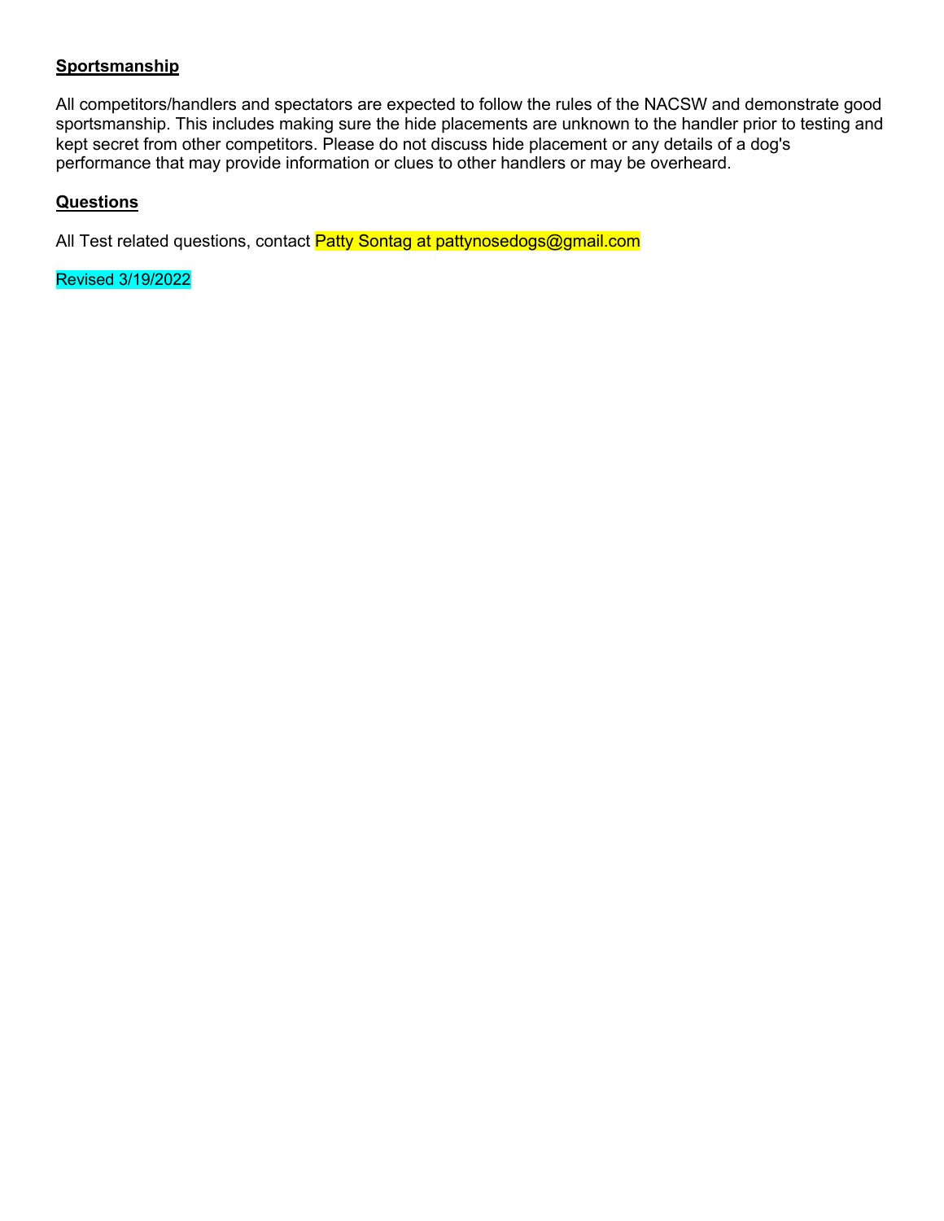**Sportsmanship**

All competitors/handlers and spectators are expected to follow the rules of the NACSW and demonstrate good sportsmanship. This includes making sure the hide placements are unknown to the handler prior to testing and kept secret from other competitors. Please do not discuss hide placement or any details of a dog's performance that may provide information or clues to other handlers or may be overheard.

**Questions**

All Test related questions, contact Patty Sontag at pattynosedogs@gmail.com

Revised 3/19/2022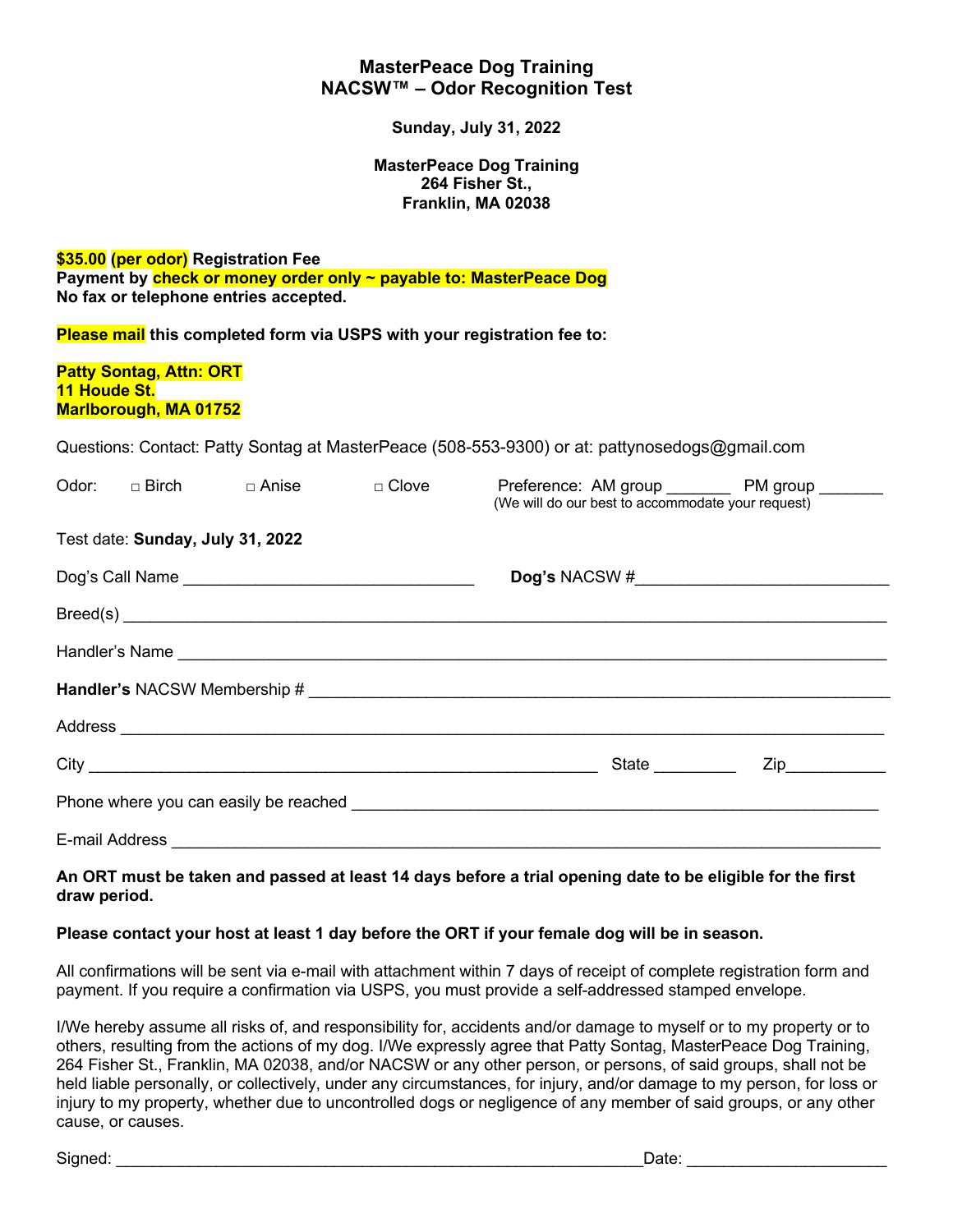# MasterPeace Dog Training
# NACSW™ – Odor Recognition Test

**Sunday, July 31, 2022**

**MasterPeace Dog Training**
**264 Fisher St.,**
**Franklin, MA 02038**

**$35.00 (per odor) Registration Fee**
**Payment by check or money order only ~ payable to: MasterPeace Dog**
**No fax or telephone entries accepted.**

**Please mail this completed form via USPS with your registration fee to:**

**Patty Sontag, Attn: ORT**
**11 Houde St.**
**Marlborough, MA 01752**

Questions: Contact: Patty Sontag at MasterPeace (508-553-9300) or at: pattynosedogs@gmail.com

Odor: □ Birch □ Anise □ Clove Preference: AM group _______ PM group _______
(We will do our best to accommodate your request)

Test date: **Sunday, July 31, 2022**

Dog's Call Name _______________________________ **Dog's** NACSW #___________________________

Breed(s) ______________________________________________________________________________

Handler's Name ________________________________________________________________________

**Handler's** NACSW Membership # ______________________________________________________

Address _______________________________________________________________________________

City _____________________________________________________ State _________ Zip___________

Phone where you can easily be reached _______________________________________________

E-mail Address _________________________________________________________________________

**An ORT must be taken and passed at least 14 days before a trial opening date to be eligible for the first draw period.**

**Please contact your host at least 1 day before the ORT if your female dog will be in season.**

All confirmations will be sent via e-mail with attachment within 7 days of receipt of complete registration form and payment. If you require a confirmation via USPS, you must provide a self-addressed stamped envelope.

I/We hereby assume all risks of, and responsibility for, accidents and/or damage to myself or to my property or to others, resulting from the actions of my dog. I/We expressly agree that Patty Sontag, MasterPeace Dog Training, 264 Fisher St., Franklin, MA 02038, and/or NACSW or any other person, or persons, of said groups, shall not be held liable personally, or collectively, under any circumstances, for injury, and/or damage to my person, for loss or injury to my property, whether due to uncontrolled dogs or negligence of any member of said groups, or any other cause, or causes.

Signed: ________________________________________________________Date: _____________________